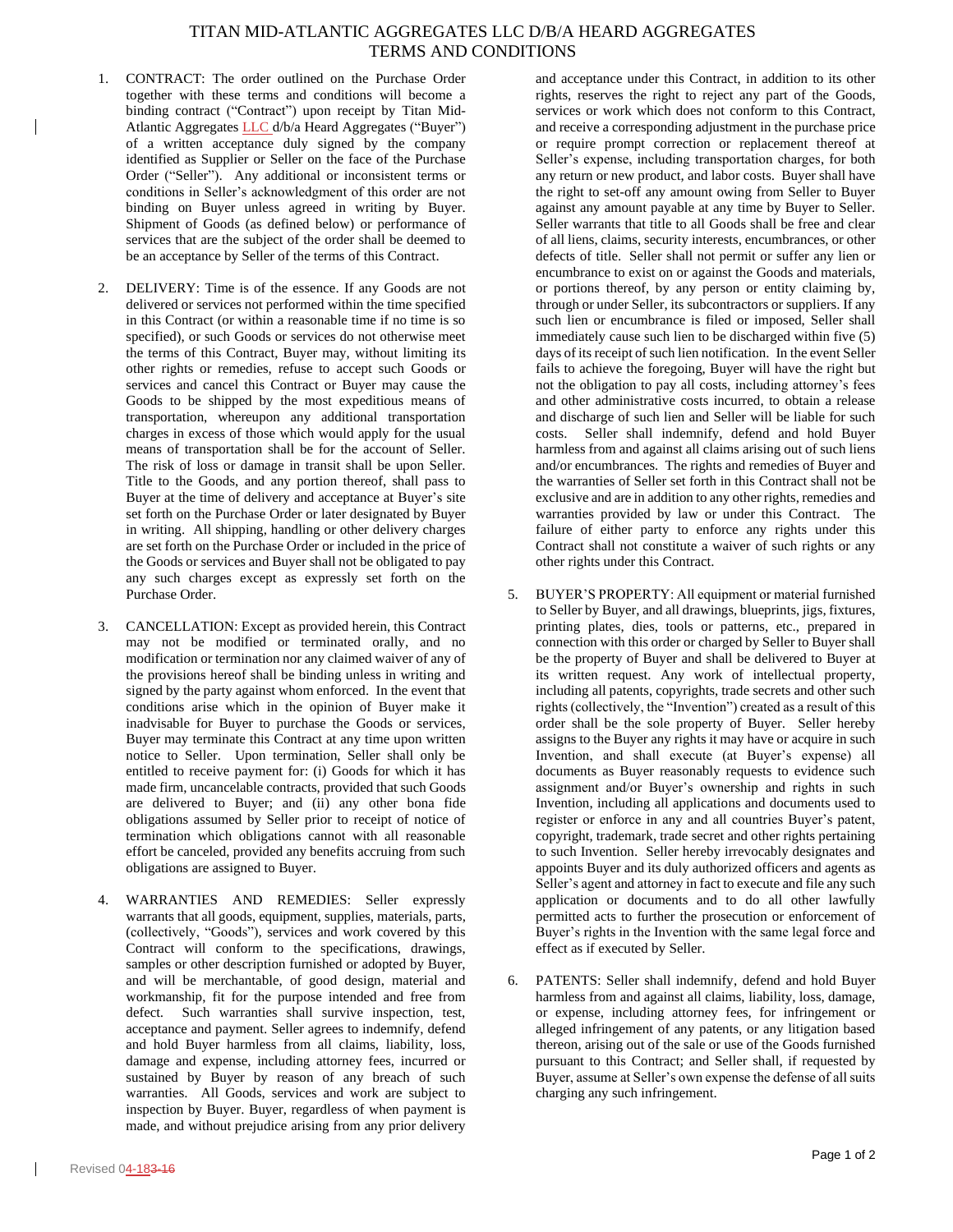# TITAN MID-ATLANTIC AGGREGATES LLC D/B/A HEARD AGGREGATES TERMS AND CONDITIONS

1. CONTRACT: The order outlined on the Purchase Order together with these terms and conditions will become a binding contract ("Contract") upon receipt by Titan Mid-Atlantic Aggregates LLC d/b/a Heard Aggregates ("Buyer") of a written acceptance duly signed by the company identified as Supplier or Seller on the face of the Purchase Order ("Seller"). Any additional or inconsistent terms or conditions in Seller's acknowledgment of this order are not binding on Buyer unless agreed in writing by Buyer. Shipment of Goods (as defined below) or performance of services that are the subject of the order shall be deemed to be an acceptance by Seller of the terms of this Contract.

2. DELIVERY: Time is of the essence. If any Goods are not delivered or services not performed within the time specified in this Contract (or within a reasonable time if no time is so specified), or such Goods or services do not otherwise meet the terms of this Contract, Buyer may, without limiting its other rights or remedies, refuse to accept such Goods or services and cancel this Contract or Buyer may cause the Goods to be shipped by the most expeditious means of transportation, whereupon any additional transportation charges in excess of those which would apply for the usual means of transportation shall be for the account of Seller. The risk of loss or damage in transit shall be upon Seller. Title to the Goods, and any portion thereof, shall pass to Buyer at the time of delivery and acceptance at Buyer's site set forth on the Purchase Order or later designated by Buyer in writing. All shipping, handling or other delivery charges are set forth on the Purchase Order or included in the price of the Goods or services and Buyer shall not be obligated to pay any such charges except as expressly set forth on the Purchase Order.

3. CANCELLATION: Except as provided herein, this Contract may not be modified or terminated orally, and no modification or termination nor any claimed waiver of any of the provisions hereof shall be binding unless in writing and signed by the party against whom enforced. In the event that conditions arise which in the opinion of Buyer make it inadvisable for Buyer to purchase the Goods or services, Buyer may terminate this Contract at any time upon written notice to Seller. Upon termination, Seller shall only be entitled to receive payment for: (i) Goods for which it has made firm, uncancelable contracts, provided that such Goods are delivered to Buyer; and (ii) any other bona fide obligations assumed by Seller prior to receipt of notice of termination which obligations cannot with all reasonable effort be canceled, provided any benefits accruing from such obligations are assigned to Buyer.

4. WARRANTIES AND REMEDIES: Seller expressly warrants that all goods, equipment, supplies, materials, parts, (collectively, "Goods"), services and work covered by this Contract will conform to the specifications, drawings, samples or other description furnished or adopted by Buyer, and will be merchantable, of good design, material and workmanship, fit for the purpose intended and free from defect. Such warranties shall survive inspection, test, acceptance and payment. Seller agrees to indemnify, defend and hold Buyer harmless from all claims, liability, loss, damage and expense, including attorney fees, incurred or sustained by Buyer by reason of any breach of such warranties. All Goods, services and work are subject to inspection by Buyer. Buyer, regardless of when payment is made, and without prejudice arising from any prior delivery and acceptance under this Contract, in addition to its other rights, reserves the right to reject any part of the Goods, services or work which does not conform to this Contract, and receive a corresponding adjustment in the purchase price or require prompt correction or replacement thereof at Seller's expense, including transportation charges, for both any return or new product, and labor costs. Buyer shall have the right to set-off any amount owing from Seller to Buyer against any amount payable at any time by Buyer to Seller. Seller warrants that title to all Goods shall be free and clear of all liens, claims, security interests, encumbrances, or other defects of title. Seller shall not permit or suffer any lien or encumbrance to exist on or against the Goods and materials, or portions thereof, by any person or entity claiming by, through or under Seller, its subcontractors or suppliers. If any such lien or encumbrance is filed or imposed, Seller shall immediately cause such lien to be discharged within five (5) days of its receipt of such lien notification. In the event Seller fails to achieve the foregoing, Buyer will have the right but not the obligation to pay all costs, including attorney's fees and other administrative costs incurred, to obtain a release and discharge of such lien and Seller will be liable for such costs. Seller shall indemnify, defend and hold Buyer harmless from and against all claims arising out of such liens and/or encumbrances. The rights and remedies of Buyer and the warranties of Seller set forth in this Contract shall not be exclusive and are in addition to any other rights, remedies and warranties provided by law or under this Contract. The failure of either party to enforce any rights under this Contract shall not constitute a waiver of such rights or any other rights under this Contract.

5. BUYER'S PROPERTY: All equipment or material furnished to Seller by Buyer, and all drawings, blueprints, jigs, fixtures, printing plates, dies, tools or patterns, etc., prepared in connection with this order or charged by Seller to Buyer shall be the property of Buyer and shall be delivered to Buyer at its written request. Any work of intellectual property, including all patents, copyrights, trade secrets and other such rights (collectively, the "Invention") created as a result of this order shall be the sole property of Buyer. Seller hereby assigns to the Buyer any rights it may have or acquire in such Invention, and shall execute (at Buyer's expense) all documents as Buyer reasonably requests to evidence such assignment and/or Buyer's ownership and rights in such Invention, including all applications and documents used to register or enforce in any and all countries Buyer's patent, copyright, trademark, trade secret and other rights pertaining to such Invention. Seller hereby irrevocably designates and appoints Buyer and its duly authorized officers and agents as Seller's agent and attorney in fact to execute and file any such application or documents and to do all other lawfully permitted acts to further the prosecution or enforcement of Buyer's rights in the Invention with the same legal force and effect as if executed by Seller.

6. PATENTS: Seller shall indemnify, defend and hold Buyer harmless from and against all claims, liability, loss, damage, or expense, including attorney fees, for infringement or alleged infringement of any patents, or any litigation based thereon, arising out of the sale or use of the Goods furnished pursuant to this Contract; and Seller shall, if requested by Buyer, assume at Seller's own expense the defense of all suits charging any such infringement.

Revised 04-18-16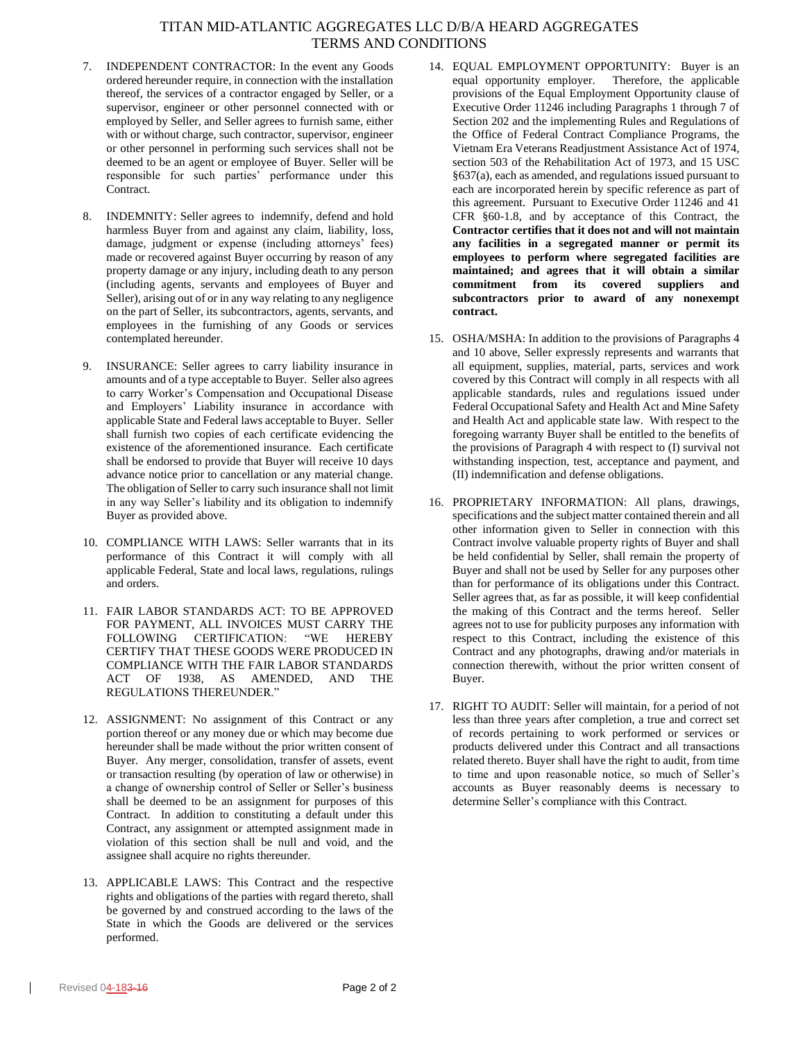# TITAN MID-ATLANTIC AGGREGATES LLC D/B/A HEARD AGGREGATES TERMS AND CONDITIONS

7. INDEPENDENT CONTRACTOR: In the event any Goods ordered hereunder require, in connection with the installation thereof, the services of a contractor engaged by Seller, or a supervisor, engineer or other personnel connected with or employed by Seller, and Seller agrees to furnish same, either with or without charge, such contractor, supervisor, engineer or other personnel in performing such services shall not be deemed to be an agent or employee of Buyer. Seller will be responsible for such parties' performance under this Contract.

8. INDEMNITY: Seller agrees to indemnify, defend and hold harmless Buyer from and against any claim, liability, loss, damage, judgment or expense (including attorneys' fees) made or recovered against Buyer occurring by reason of any property damage or any injury, including death to any person (including agents, servants and employees of Buyer and Seller), arising out of or in any way relating to any negligence on the part of Seller, its subcontractors, agents, servants, and employees in the furnishing of any Goods or services contemplated hereunder.

9. INSURANCE: Seller agrees to carry liability insurance in amounts and of a type acceptable to Buyer. Seller also agrees to carry Worker's Compensation and Occupational Disease and Employers' Liability insurance in accordance with applicable State and Federal laws acceptable to Buyer. Seller shall furnish two copies of each certificate evidencing the existence of the aforementioned insurance. Each certificate shall be endorsed to provide that Buyer will receive 10 days advance notice prior to cancellation or any material change. The obligation of Seller to carry such insurance shall not limit in any way Seller's liability and its obligation to indemnify Buyer as provided above.

10. COMPLIANCE WITH LAWS: Seller warrants that in its performance of this Contract it will comply with all applicable Federal, State and local laws, regulations, rulings and orders.

11. FAIR LABOR STANDARDS ACT: TO BE APPROVED FOR PAYMENT, ALL INVOICES MUST CARRY THE FOLLOWING CERTIFICATION: "WE HEREBY CERTIFY THAT THESE GOODS WERE PRODUCED IN COMPLIANCE WITH THE FAIR LABOR STANDARDS ACT OF 1938, AS AMENDED, AND THE REGULATIONS THEREUNDER."

12. ASSIGNMENT: No assignment of this Contract or any portion thereof or any money due or which may become due hereunder shall be made without the prior written consent of Buyer. Any merger, consolidation, transfer of assets, event or transaction resulting (by operation of law or otherwise) in a change of ownership control of Seller or Seller's business shall be deemed to be an assignment for purposes of this Contract. In addition to constituting a default under this Contract, any assignment or attempted assignment made in violation of this section shall be null and void, and the assignee shall acquire no rights thereunder.

13. APPLICABLE LAWS: This Contract and the respective rights and obligations of the parties with regard thereto, shall be governed by and construed according to the laws of the State in which the Goods are delivered or the services performed.

14. EQUAL EMPLOYMENT OPPORTUNITY: Buyer is an equal opportunity employer. Therefore, the applicable provisions of the Equal Employment Opportunity clause of Executive Order 11246 including Paragraphs 1 through 7 of Section 202 and the implementing Rules and Regulations of the Office of Federal Contract Compliance Programs, the Vietnam Era Veterans Readjustment Assistance Act of 1974, section 503 of the Rehabilitation Act of 1973, and 15 USC §637(a), each as amended, and regulations issued pursuant to each are incorporated herein by specific reference as part of this agreement. Pursuant to Executive Order 11246 and 41 CFR §60-1.8, and by acceptance of this Contract, the **Contractor certifies that it does not and will not maintain any facilities in a segregated manner or permit its employees to perform where segregated facilities are maintained; and agrees that it will obtain a similar commitment from its covered suppliers and subcontractors prior to award of any nonexempt contract.**

15. OSHA/MSHA: In addition to the provisions of Paragraphs 4 and 10 above, Seller expressly represents and warrants that all equipment, supplies, material, parts, services and work covered by this Contract will comply in all respects with all applicable standards, rules and regulations issued under Federal Occupational Safety and Health Act and Mine Safety and Health Act and applicable state law. With respect to the foregoing warranty Buyer shall be entitled to the benefits of the provisions of Paragraph 4 with respect to (I) survival not withstanding inspection, test, acceptance and payment, and (II) indemnification and defense obligations.

16. PROPRIETARY INFORMATION: All plans, drawings, specifications and the subject matter contained therein and all other information given to Seller in connection with this Contract involve valuable property rights of Buyer and shall be held confidential by Seller, shall remain the property of Buyer and shall not be used by Seller for any purposes other than for performance of its obligations under this Contract. Seller agrees that, as far as possible, it will keep confidential the making of this Contract and the terms hereof. Seller agrees not to use for publicity purposes any information with respect to this Contract, including the existence of this Contract and any photographs, drawing and/or materials in connection therewith, without the prior written consent of Buyer.

17. RIGHT TO AUDIT: Seller will maintain, for a period of not less than three years after completion, a true and correct set of records pertaining to work performed or services or products delivered under this Contract and all transactions related thereto. Buyer shall have the right to audit, from time to time and upon reasonable notice, so much of Seller's accounts as Buyer reasonably deems is necessary to determine Seller's compliance with this Contract.

Revised 04-18-16